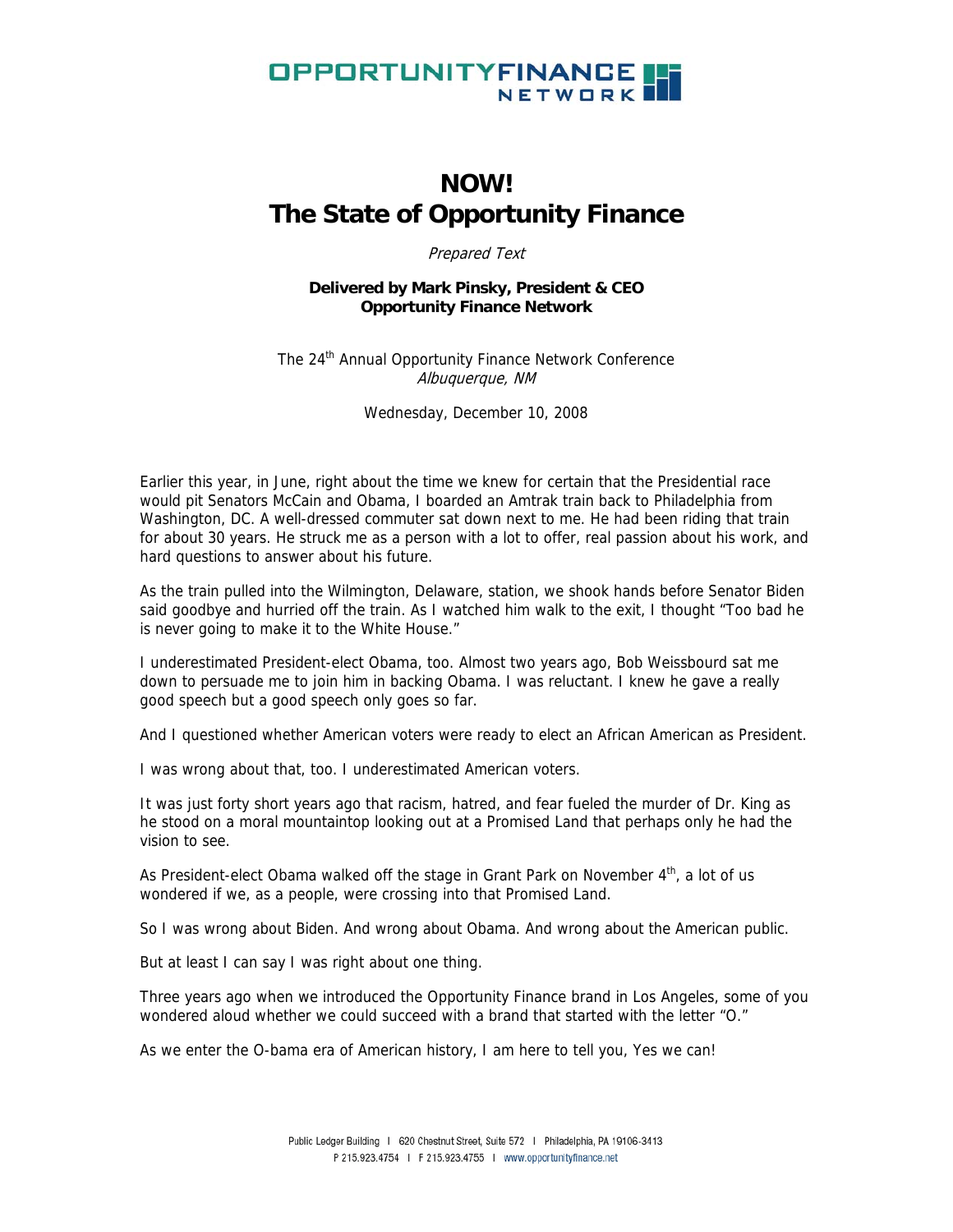OPPORTUNITYFINANCE NETWORK

# NOW!
# The State of Opportunity Finance

*Prepared Text*

**Delivered by Mark Pinsky, President & CEO**
**Opportunity Finance Network**

The 24th Annual Opportunity Finance Network Conference
*Albuquerque, NM*

Wednesday, December 10, 2008

Earlier this year, in June, right about the time we knew for certain that the Presidential race would pit Senators McCain and Obama, I boarded an Amtrak train back to Philadelphia from Washington, DC. A well-dressed commuter sat down next to me. He had been riding that train for about 30 years. He struck me as a person with a lot to offer, real passion about his work, and hard questions to answer about his future.

As the train pulled into the Wilmington, Delaware, station, we shook hands before Senator Biden said goodbye and hurried off the train. As I watched him walk to the exit, I thought "Too bad he is never going to make it to the White House."

I underestimated President-elect Obama, too. Almost two years ago, Bob Weissbourd sat me down to persuade me to join him in backing Obama. I was reluctant. I knew he gave a really good speech but a good speech only goes so far.

And I questioned whether American voters were ready to elect an African American as President.

I was wrong about that, too. I underestimated American voters.

It was just forty short years ago that racism, hatred, and fear fueled the murder of Dr. King as he stood on a moral mountaintop looking out at a Promised Land that perhaps only he had the vision to see.

As President-elect Obama walked off the stage in Grant Park on November 4th, a lot of us wondered if we, as a people, were crossing into that Promised Land.

So I was wrong about Biden. And wrong about Obama. And wrong about the American public.

But at least I can say I was right about one thing.

Three years ago when we introduced the Opportunity Finance brand in Los Angeles, some of you wondered aloud whether we could succeed with a brand that started with the letter "O."

As we enter the O-bama era of American history, I am here to tell you, Yes we can!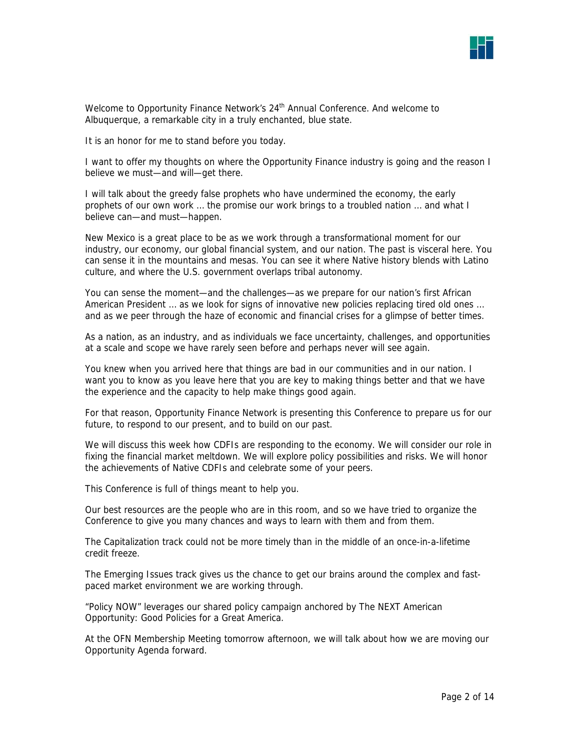Welcome to Opportunity Finance Network's 24th Annual Conference. And welcome to Albuquerque, a remarkable city in a truly enchanted, blue state.

It is an honor for me to stand before you today.

I want to offer my thoughts on where the Opportunity Finance industry is going and the reason I believe we must—and will—get there.

I will talk about the greedy false prophets who have undermined the economy, the early prophets of our own work … the promise our work brings to a troubled nation … and what I believe can—and must—happen.

New Mexico is a great place to be as we work through a transformational moment for our industry, our economy, our global financial system, and our nation. The past is visceral here. You can sense it in the mountains and mesas. You can see it where Native history blends with Latino culture, and where the U.S. government overlaps tribal autonomy.

You can sense the moment—and the challenges—as we prepare for our nation's first African American President … as we look for signs of innovative new policies replacing tired old ones … and as we peer through the haze of economic and financial crises for a glimpse of better times.

As a nation, as an industry, and as individuals we face uncertainty, challenges, and opportunities at a scale and scope we have rarely seen before and perhaps never will see again.

You knew when you arrived here that things are bad in our communities and in our nation. I want you to know as you leave here that you are key to making things better and that we have the experience and the capacity to help make things good again.

For that reason, Opportunity Finance Network is presenting this Conference to prepare us for our future, to respond to our present, and to build on our past.

We will discuss this week how CDFIs are responding to the economy. We will consider our role in fixing the financial market meltdown. We will explore policy possibilities and risks. We will honor the achievements of Native CDFIs and celebrate some of your peers.

This Conference is full of things meant to help you.

Our best resources are the people who are in this room, and so we have tried to organize the Conference to give you many chances and ways to learn with them and from them.

The Capitalization track could not be more timely than in the middle of an once-in-a-lifetime credit freeze.

The Emerging Issues track gives us the chance to get our brains around the complex and fast-paced market environment we are working through.

"Policy NOW" leverages our shared policy campaign anchored by The NEXT American Opportunity: Good Policies for a Great America.

At the OFN Membership Meeting tomorrow afternoon, we will talk about how we are moving our Opportunity Agenda forward.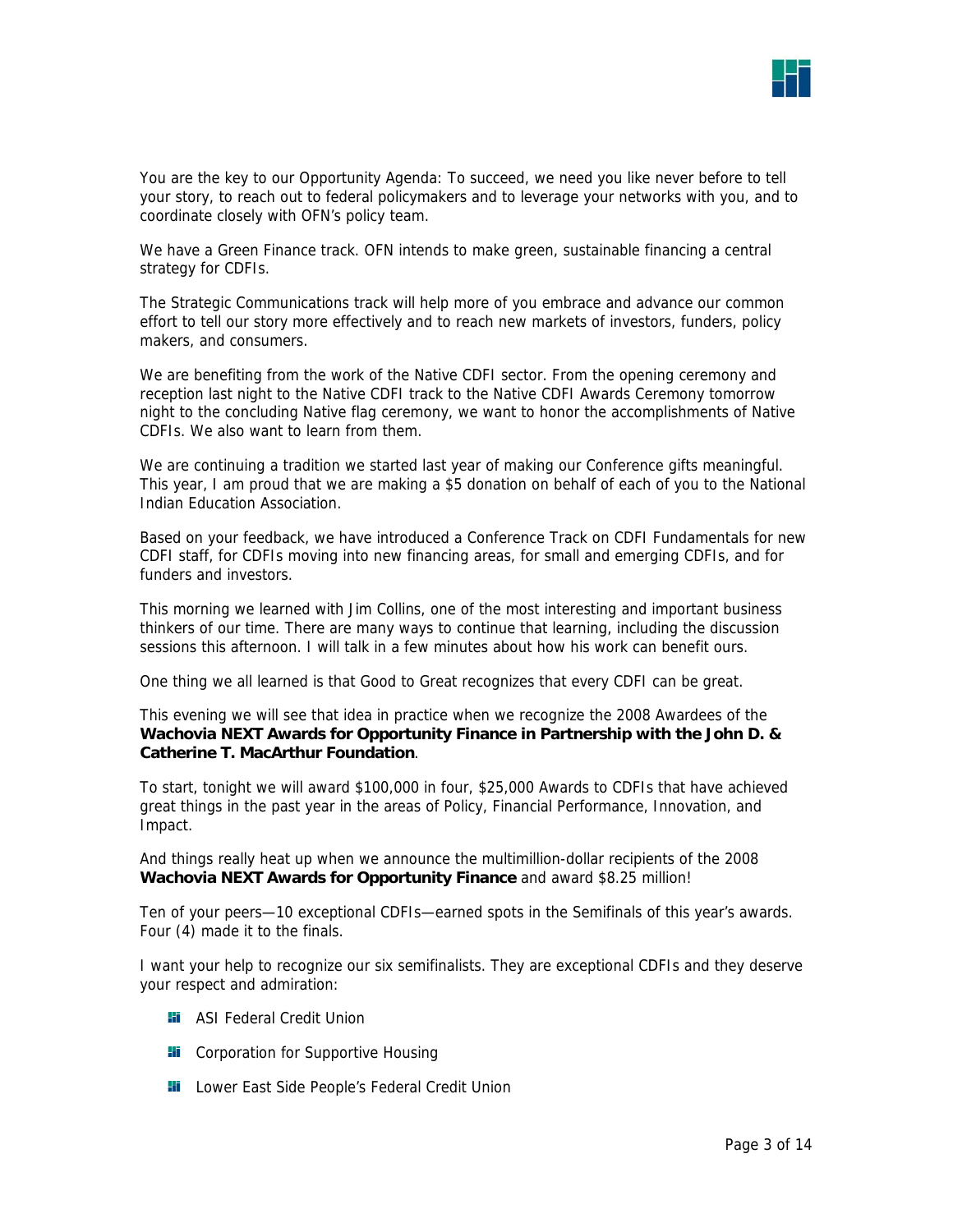You are the key to our Opportunity Agenda: To succeed, we need you like never before to tell your story, to reach out to federal policymakers and to leverage your networks with you, and to coordinate closely with OFN's policy team.

We have a Green Finance track. OFN intends to make green, sustainable financing a central strategy for CDFIs.

The Strategic Communications track will help more of you embrace and advance our common effort to tell our story more effectively and to reach new markets of investors, funders, policy makers, and consumers.

We are benefiting from the work of the Native CDFI sector. From the opening ceremony and reception last night to the Native CDFI track to the Native CDFI Awards Ceremony tomorrow night to the concluding Native flag ceremony, we want to honor the accomplishments of Native CDFIs. We also want to learn from them.

We are continuing a tradition we started last year of making our Conference gifts meaningful. This year, I am proud that we are making a $5 donation on behalf of each of you to the National Indian Education Association.

Based on your feedback, we have introduced a Conference Track on CDFI Fundamentals for new CDFI staff, for CDFIs moving into new financing areas, for small and emerging CDFIs, and for funders and investors.

This morning we learned with Jim Collins, one of the most interesting and important business thinkers of our time. There are many ways to continue that learning, including the discussion sessions this afternoon. I will talk in a few minutes about how his work can benefit ours.

One thing we all learned is that Good to Great recognizes that every CDFI can be great.

This evening we will see that idea in practice when we recognize the 2008 Awardees of the **Wachovia NEXT Awards for Opportunity Finance in Partnership with the John D. & Catherine T. MacArthur Foundation**.

To start, tonight we will award $100,000 in four, $25,000 Awards to CDFIs that have achieved great things in the past year in the areas of Policy, Financial Performance, Innovation, and Impact.

And things really heat up when we announce the multimillion-dollar recipients of the 2008 **Wachovia NEXT Awards for Opportunity Finance** and award $8.25 million!

Ten of your peers—10 exceptional CDFIs—earned spots in the Semifinals of this year's awards. Four (4) made it to the finals.

I want your help to recognize our six semifinalists. They are exceptional CDFIs and they deserve your respect and admiration:

- ASI Federal Credit Union
- Corporation for Supportive Housing
- Lower East Side People's Federal Credit Union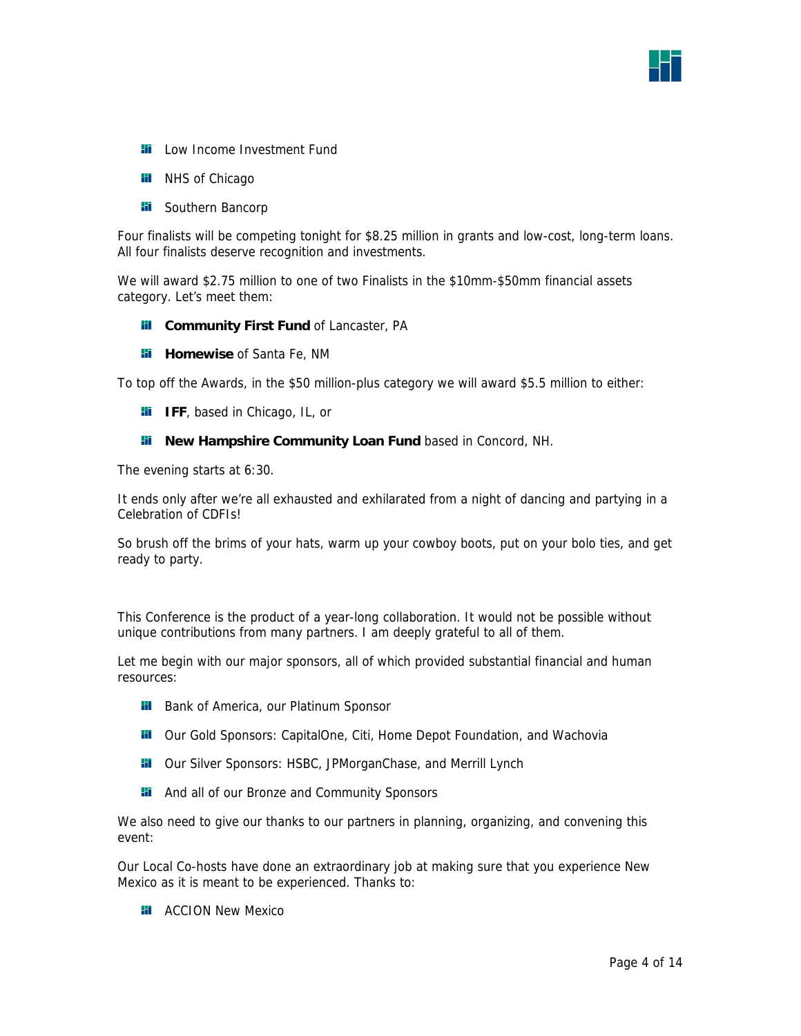- Low Income Investment Fund
- NHS of Chicago
- Southern Bancorp

Four finalists will be competing tonight for $8.25 million in grants and low-cost, long-term loans. All four finalists deserve recognition and investments.

We will award $2.75 million to one of two Finalists in the $10mm-$50mm financial assets category. Let's meet them:

- **Community First Fund** of Lancaster, PA
- **Homewise** of Santa Fe, NM

To top off the Awards, in the $50 million-plus category we will award $5.5 million to either:

- **IFF**, based in Chicago, IL, or
- **New Hampshire Community Loan Fund** based in Concord, NH.

The evening starts at 6:30.

It ends only after we're all exhausted and exhilarated from a night of dancing and partying in a Celebration of CDFIs!

So brush off the brims of your hats, warm up your cowboy boots, put on your bolo ties, and get ready to party.

This Conference is the product of a year-long collaboration. It would not be possible without unique contributions from many partners. I am deeply grateful to all of them.

Let me begin with our major sponsors, all of which provided substantial financial and human resources:

- Bank of America, our Platinum Sponsor
- Our Gold Sponsors: CapitalOne, Citi, Home Depot Foundation, and Wachovia
- Our Silver Sponsors: HSBC, JPMorganChase, and Merrill Lynch
- And all of our Bronze and Community Sponsors

We also need to give our thanks to our partners in planning, organizing, and convening this event:

Our Local Co-hosts have done an extraordinary job at making sure that you experience New Mexico as it is meant to be experienced. Thanks to:

- ACCION New Mexico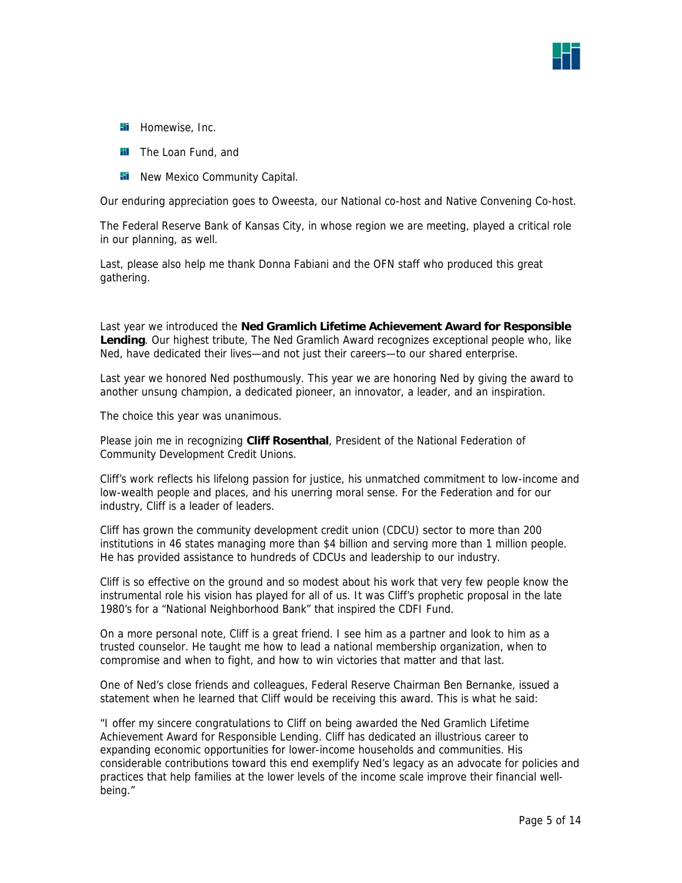- Homewise, Inc.
- The Loan Fund, and
- New Mexico Community Capital.

Our enduring appreciation goes to Oweesta, our National co-host and Native Convening Co-host.

The Federal Reserve Bank of Kansas City, in whose region we are meeting, played a critical role in our planning, as well.

Last, please also help me thank Donna Fabiani and the OFN staff who produced this great gathering.

Last year we introduced the **Ned Gramlich Lifetime Achievement Award for Responsible Lending**. Our highest tribute, The Ned Gramlich Award recognizes exceptional people who, like Ned, have dedicated their lives—and not just their careers—to our shared enterprise.

Last year we honored Ned posthumously. This year we are honoring Ned by giving the award to another unsung champion, a dedicated pioneer, an innovator, a leader, and an inspiration.

The choice this year was unanimous.

Please join me in recognizing **Cliff Rosenthal**, President of the National Federation of Community Development Credit Unions.

Cliff's work reflects his lifelong passion for justice, his unmatched commitment to low-income and low-wealth people and places, and his unerring moral sense. For the Federation and for our industry, Cliff is a leader of leaders.

Cliff has grown the community development credit union (CDCU) sector to more than 200 institutions in 46 states managing more than $4 billion and serving more than 1 million people. He has provided assistance to hundreds of CDCUs and leadership to our industry.

Cliff is so effective on the ground and so modest about his work that very few people know the instrumental role his vision has played for all of us. It was Cliff's prophetic proposal in the late 1980's for a "National Neighborhood Bank" that inspired the CDFI Fund.

On a more personal note, Cliff is a great friend. I see him as a partner and look to him as a trusted counselor. He taught me how to lead a national membership organization, when to compromise and when to fight, and how to win victories that matter and that last.

One of Ned's close friends and colleagues, Federal Reserve Chairman Ben Bernanke, issued a statement when he learned that Cliff would be receiving this award. This is what he said:

"I offer my sincere congratulations to Cliff on being awarded the Ned Gramlich Lifetime Achievement Award for Responsible Lending. Cliff has dedicated an illustrious career to expanding economic opportunities for lower-income households and communities. His considerable contributions toward this end exemplify Ned's legacy as an advocate for policies and practices that help families at the lower levels of the income scale improve their financial well-being."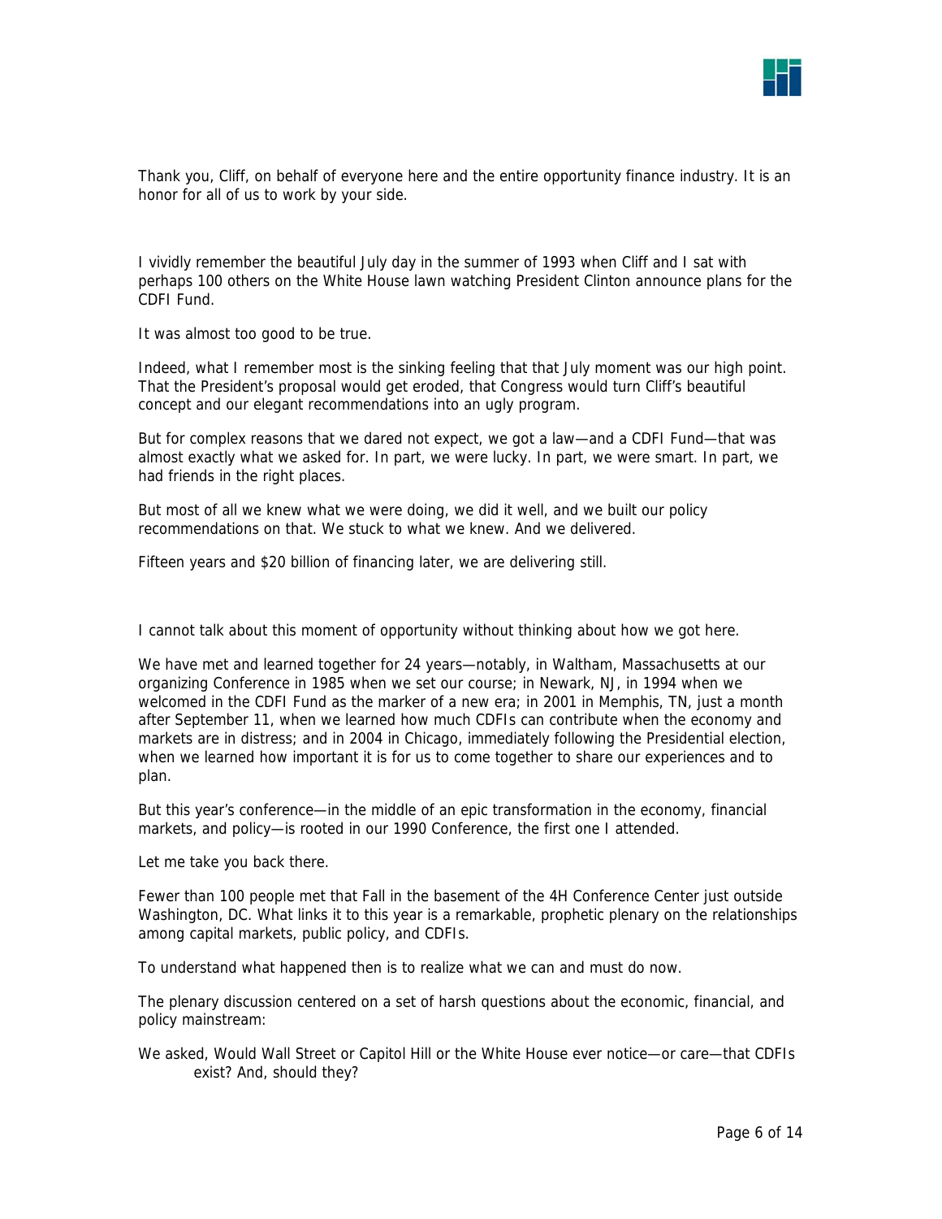Thank you, Cliff, on behalf of everyone here and the entire opportunity finance industry. It is an honor for all of us to work by your side.

I vividly remember the beautiful July day in the summer of 1993 when Cliff and I sat with perhaps 100 others on the White House lawn watching President Clinton announce plans for the CDFI Fund.

It was almost too good to be true.

Indeed, what I remember most is the sinking feeling that that July moment was our high point. That the President's proposal would get eroded, that Congress would turn Cliff's beautiful concept and our elegant recommendations into an ugly program.

But for complex reasons that we dared not expect, we got a law—and a CDFI Fund—that was almost exactly what we asked for. In part, we were lucky. In part, we were smart. In part, we had friends in the right places.

But most of all we knew what we were doing, we did it well, and we built our policy recommendations on that. We stuck to what we knew. And we delivered.

Fifteen years and $20 billion of financing later, we are delivering still.

I cannot talk about this moment of opportunity without thinking about how we got here.

We have met and learned together for 24 years—notably, in Waltham, Massachusetts at our organizing Conference in 1985 when we set our course; in Newark, NJ, in 1994 when we welcomed in the CDFI Fund as the marker of a new era; in 2001 in Memphis, TN, just a month after September 11, when we learned how much CDFIs can contribute when the economy and markets are in distress; and in 2004 in Chicago, immediately following the Presidential election, when we learned how important it is for us to come together to share our experiences and to plan.

But this year's conference—in the middle of an epic transformation in the economy, financial markets, and policy—is rooted in our 1990 Conference, the first one I attended.

Let me take you back there.

Fewer than 100 people met that Fall in the basement of the 4H Conference Center just outside Washington, DC. What links it to this year is a remarkable, prophetic plenary on the relationships among capital markets, public policy, and CDFIs.

To understand what happened then is to realize what we can and must do now.

The plenary discussion centered on a set of harsh questions about the economic, financial, and policy mainstream:

We asked, Would Wall Street or Capitol Hill or the White House ever notice—or care—that CDFIs exist? And, should they?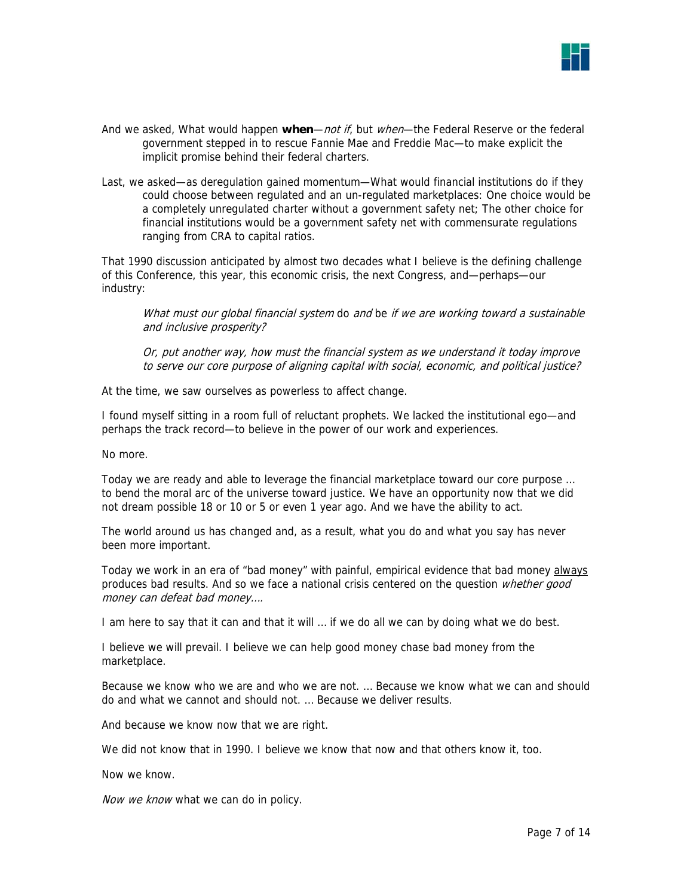And we asked, What would happen **when**—*not if*, but *when*—the Federal Reserve or the federal government stepped in to rescue Fannie Mae and Freddie Mac—to make explicit the implicit promise behind their federal charters.

Last, we asked—as deregulation gained momentum—What would financial institutions do if they could choose between regulated and an un-regulated marketplaces: One choice would be a completely unregulated charter without a government safety net; The other choice for financial institutions would be a government safety net with commensurate regulations ranging from CRA to capital ratios.

That 1990 discussion anticipated by almost two decades what I believe is the defining challenge of this Conference, this year, this economic crisis, the next Congress, and—perhaps—our industry:

> *What must our global financial system* do *and* be *if we are working toward a sustainable and inclusive prosperity?*
>
> *Or, put another way, how must the financial system as we understand it today improve to serve our core purpose of aligning capital with social, economic, and political justice?*

At the time, we saw ourselves as powerless to affect change.

I found myself sitting in a room full of reluctant prophets. We lacked the institutional ego—and perhaps the track record—to believe in the power of our work and experiences.

No more.

Today we are ready and able to leverage the financial marketplace toward our core purpose … to bend the moral arc of the universe toward justice. We have an opportunity now that we did not dream possible 18 or 10 or 5 or even 1 year ago. And we have the ability to act.

The world around us has changed and, as a result, what you do and what you say has never been more important.

Today we work in an era of "bad money" with painful, empirical evidence that bad money <u>always</u> produces bad results. And so we face a national crisis centered on the question *whether good money can defeat bad money….*

I am here to say that it can and that it will … if we do all we can by doing what we do best.

I believe we will prevail. I believe we can help good money chase bad money from the marketplace.

Because we know who we are and who we are not. … Because we know what we can and should do and what we cannot and should not. … Because we deliver results.

And because we know now that we are right.

We did not know that in 1990. I believe we know that now and that others know it, too.

Now we know.

*Now we know* what we can do in policy.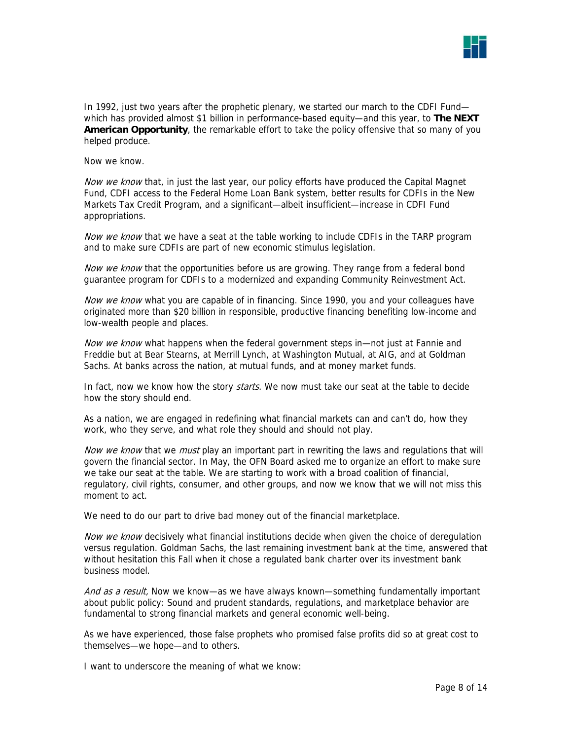In 1992, just two years after the prophetic plenary, we started our march to the CDFI Fund—which has provided almost $1 billion in performance-based equity—and this year, to **The NEXT American Opportunity**, the remarkable effort to take the policy offensive that so many of you helped produce.

Now we know.

*Now we know* that, in just the last year, our policy efforts have produced the Capital Magnet Fund, CDFI access to the Federal Home Loan Bank system, better results for CDFIs in the New Markets Tax Credit Program, and a significant—albeit insufficient—increase in CDFI Fund appropriations.

*Now we know* that we have a seat at the table working to include CDFIs in the TARP program and to make sure CDFIs are part of new economic stimulus legislation.

*Now we know* that the opportunities before us are growing. They range from a federal bond guarantee program for CDFIs to a modernized and expanding Community Reinvestment Act.

*Now we know* what you are capable of in financing. Since 1990, you and your colleagues have originated more than $20 billion in responsible, productive financing benefiting low-income and low-wealth people and places.

*Now we know* what happens when the federal government steps in—not just at Fannie and Freddie but at Bear Stearns, at Merrill Lynch, at Washington Mutual, at AIG, and at Goldman Sachs. At banks across the nation, at mutual funds, and at money market funds.

In fact, now we know how the story *starts*. We now must take our seat at the table to decide how the story should end.

As a nation, we are engaged in redefining what financial markets can and can't do, how they work, who they serve, and what role they should and should not play.

*Now we know* that we *must* play an important part in rewriting the laws and regulations that will govern the financial sector. In May, the OFN Board asked me to organize an effort to make sure we take our seat at the table. We are starting to work with a broad coalition of financial, regulatory, civil rights, consumer, and other groups, and now we know that we will not miss this moment to act.

We need to do our part to drive bad money out of the financial marketplace.

*Now we know* decisively what financial institutions decide when given the choice of deregulation versus regulation. Goldman Sachs, the last remaining investment bank at the time, answered that without hesitation this Fall when it chose a regulated bank charter over its investment bank business model.

*And as a result,* Now we know—as we have always known—something fundamentally important about public policy: Sound and prudent standards, regulations, and marketplace behavior are fundamental to strong financial markets and general economic well-being.

As we have experienced, those false prophets who promised false profits did so at great cost to themselves—we hope—and to others.

I want to underscore the meaning of what we know: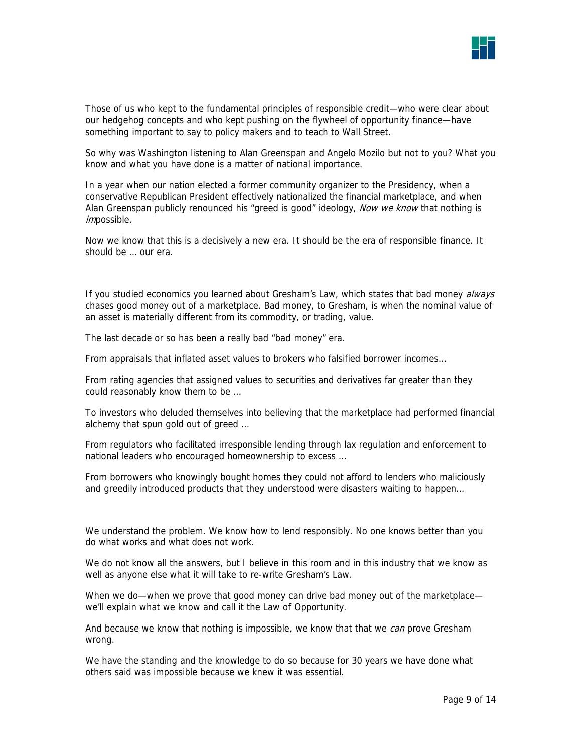Those of us who kept to the fundamental principles of responsible credit—who were clear about our hedgehog concepts and who kept pushing on the flywheel of opportunity finance—have something important to say to policy makers and to teach to Wall Street.

So why was Washington listening to Alan Greenspan and Angelo Mozilo but not to you? What you know and what you have done is a matter of national importance.

In a year when our nation elected a former community organizer to the Presidency, when a conservative Republican President effectively nationalized the financial marketplace, and when Alan Greenspan publicly renounced his "greed is good" ideology, *Now we know* that nothing is *im*possible.

Now we know that this is a decisively a new era. It should be the era of responsible finance. It should be … our era.

If you studied economics you learned about Gresham's Law, which states that bad money *always* chases good money out of a marketplace. Bad money, to Gresham, is when the nominal value of an asset is materially different from its commodity, or trading, value.

The last decade or so has been a really bad "bad money" era.

From appraisals that inflated asset values to brokers who falsified borrower incomes…

From rating agencies that assigned values to securities and derivatives far greater than they could reasonably know them to be …

To investors who deluded themselves into believing that the marketplace had performed financial alchemy that spun gold out of greed …

From regulators who facilitated irresponsible lending through lax regulation and enforcement to national leaders who encouraged homeownership to excess …

From borrowers who knowingly bought homes they could not afford to lenders who maliciously and greedily introduced products that they understood were disasters waiting to happen…

We understand the problem. We know how to lend responsibly. No one knows better than you do what works and what does not work.

We do not know all the answers, but I believe in this room and in this industry that we know as well as anyone else what it will take to re-write Gresham's Law.

When we do—when we prove that good money can drive bad money out of the marketplace—we'll explain what we know and call it the Law of Opportunity.

And because we know that nothing is impossible, we know that that we *can* prove Gresham wrong.

We have the standing and the knowledge to do so because for 30 years we have done what others said was impossible because we knew it was essential.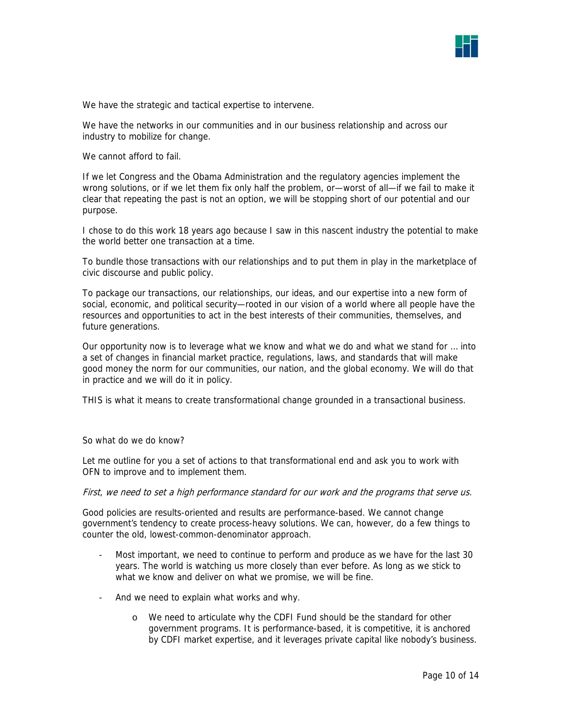We have the strategic and tactical expertise to intervene.

We have the networks in our communities and in our business relationship and across our industry to mobilize for change.

We cannot afford to fail.

If we let Congress and the Obama Administration and the regulatory agencies implement the wrong solutions, or if we let them fix only half the problem, or—worst of all—if we fail to make it clear that repeating the past is not an option, we will be stopping short of our potential and our purpose.

I chose to do this work 18 years ago because I saw in this nascent industry the potential to make the world better one transaction at a time.

To bundle those transactions with our relationships and to put them in play in the marketplace of civic discourse and public policy.

To package our transactions, our relationships, our ideas, and our expertise into a new form of social, economic, and political security—rooted in our vision of a world where all people have the resources and opportunities to act in the best interests of their communities, themselves, and future generations.

Our opportunity now is to leverage what we know and what we do and what we stand for … into a set of changes in financial market practice, regulations, laws, and standards that will make good money the norm for our communities, our nation, and the global economy. We will do that in practice and we will do it in policy.

THIS is what it means to create transformational change grounded in a transactional business.

So what do we do know?

Let me outline for you a set of actions to that transformational end and ask you to work with OFN to improve and to implement them.

*First, we need to set a high performance standard for our work and the programs that serve us.*

Good policies are results-oriented and results are performance-based. We cannot change government's tendency to create process-heavy solutions. We can, however, do a few things to counter the old, lowest-common-denominator approach.

- Most important, we need to continue to perform and produce as we have for the last 30 years. The world is watching us more closely than ever before. As long as we stick to what we know and deliver on what we promise, we will be fine.
- And we need to explain what works and why.
    - We need to articulate why the CDFI Fund should be the standard for other government programs. It is performance-based, it is competitive, it is anchored by CDFI market expertise, and it leverages private capital like nobody's business.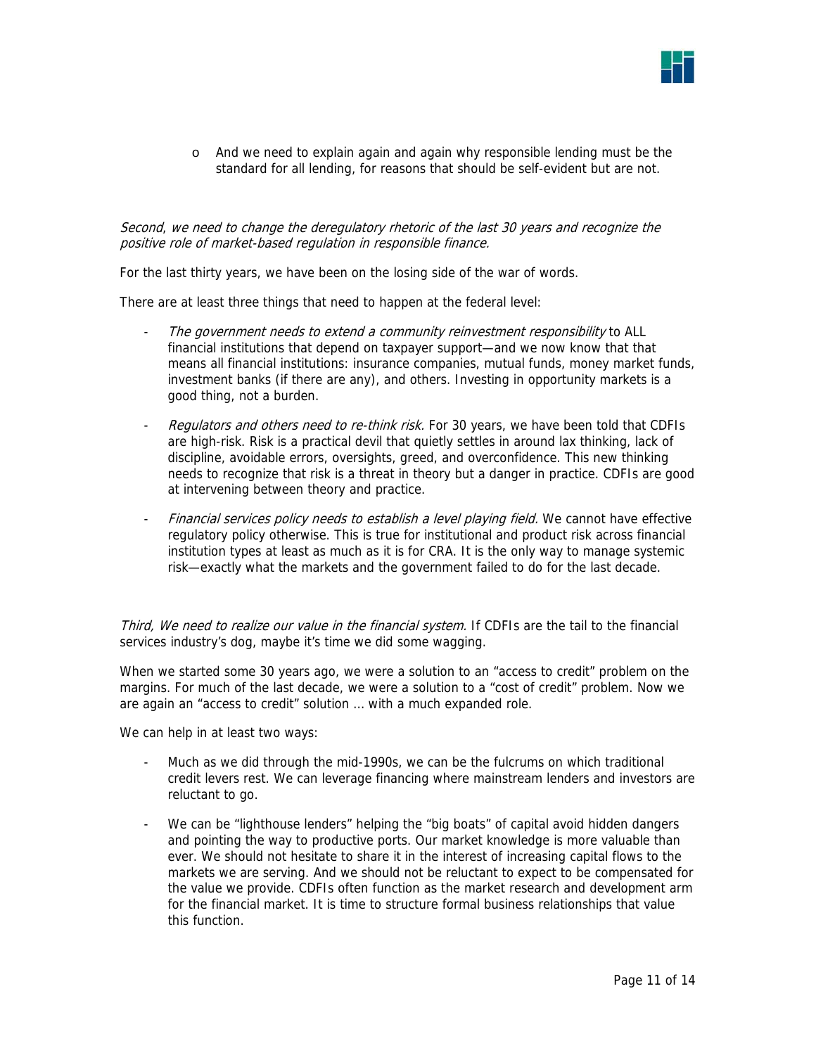- And we need to explain again and again why responsible lending must be the standard for all lending, for reasons that should be self-evident but are not.

*Second, we need to change the deregulatory rhetoric of the last 30 years and recognize the positive role of market-based regulation in responsible finance.*

For the last thirty years, we have been on the losing side of the war of words.

There are at least three things that need to happen at the federal level:

- *The government needs to extend a community reinvestment responsibility* to ALL financial institutions that depend on taxpayer support—and we now know that that means all financial institutions: insurance companies, mutual funds, money market funds, investment banks (if there are any), and others. Investing in opportunity markets is a good thing, not a burden.

- *Regulators and others need to re-think risk.* For 30 years, we have been told that CDFIs are high-risk. Risk is a practical devil that quietly settles in around lax thinking, lack of discipline, avoidable errors, oversights, greed, and overconfidence. This new thinking needs to recognize that risk is a threat in theory but a danger in practice. CDFIs are good at intervening between theory and practice.

- *Financial services policy needs to establish a level playing field.* We cannot have effective regulatory policy otherwise. This is true for institutional and product risk across financial institution types at least as much as it is for CRA. It is the only way to manage systemic risk—exactly what the markets and the government failed to do for the last decade.

*Third, We need to realize our value in the financial system.* If CDFIs are the tail to the financial services industry's dog, maybe it's time we did some wagging.

When we started some 30 years ago, we were a solution to an "access to credit" problem on the margins. For much of the last decade, we were a solution to a "cost of credit" problem. Now we are again an "access to credit" solution … with a much expanded role.

We can help in at least two ways:

- Much as we did through the mid-1990s, we can be the fulcrums on which traditional credit levers rest. We can leverage financing where mainstream lenders and investors are reluctant to go.

- We can be "lighthouse lenders" helping the "big boats" of capital avoid hidden dangers and pointing the way to productive ports. Our market knowledge is more valuable than ever. We should not hesitate to share it in the interest of increasing capital flows to the markets we are serving. And we should not be reluctant to expect to be compensated for the value we provide. CDFIs often function as the market research and development arm for the financial market. It is time to structure formal business relationships that value this function.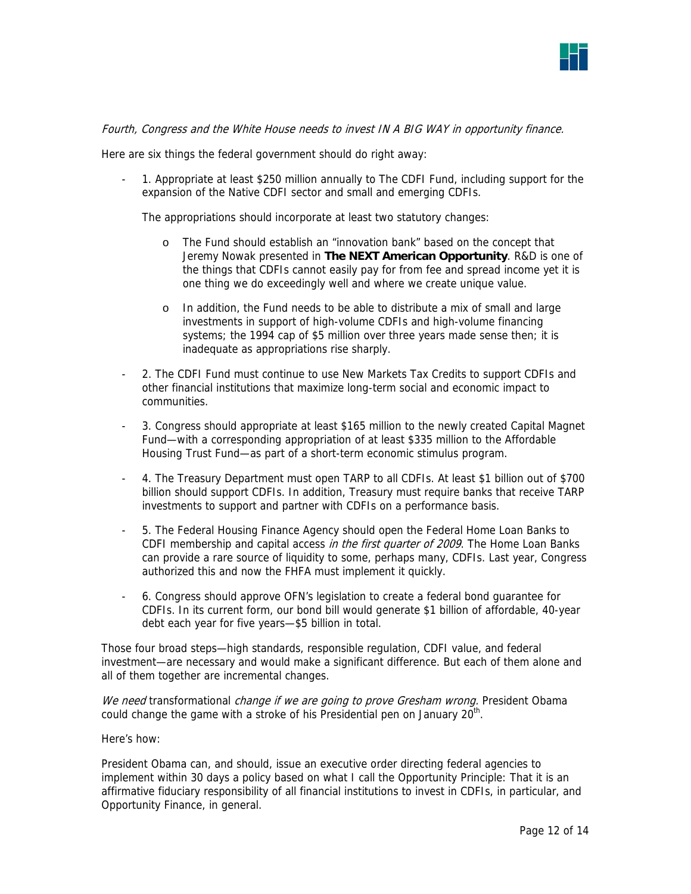*Fourth, Congress and the White House needs to invest IN A BIG WAY in opportunity finance.*

Here are six things the federal government should do right away:

- 1. Appropriate at least $250 million annually to The CDFI Fund, including support for the expansion of the Native CDFI sector and small and emerging CDFIs.

  The appropriations should incorporate at least two statutory changes:

  - The Fund should establish an "innovation bank" based on the concept that Jeremy Nowak presented in **The NEXT American Opportunity**. R&D is one of the things that CDFIs cannot easily pay for from fee and spread income yet it is one thing we do exceedingly well and where we create unique value.

  - In addition, the Fund needs to be able to distribute a mix of small and large investments in support of high-volume CDFIs and high-volume financing systems; the 1994 cap of $5 million over three years made sense then; it is inadequate as appropriations rise sharply.

- 2. The CDFI Fund must continue to use New Markets Tax Credits to support CDFIs and other financial institutions that maximize long-term social and economic impact to communities.

- 3. Congress should appropriate at least $165 million to the newly created Capital Magnet Fund—with a corresponding appropriation of at least $335 million to the Affordable Housing Trust Fund—as part of a short-term economic stimulus program.

- 4. The Treasury Department must open TARP to all CDFIs. At least $1 billion out of $700 billion should support CDFIs. In addition, Treasury must require banks that receive TARP investments to support and partner with CDFIs on a performance basis.

- 5. The Federal Housing Finance Agency should open the Federal Home Loan Banks to CDFI membership and capital access *in the first quarter of 2009*. The Home Loan Banks can provide a rare source of liquidity to some, perhaps many, CDFIs. Last year, Congress authorized this and now the FHFA must implement it quickly.

- 6. Congress should approve OFN's legislation to create a federal bond guarantee for CDFIs. In its current form, our bond bill would generate $1 billion of affordable, 40-year debt each year for five years—$5 billion in total.

Those four broad steps—high standards, responsible regulation, CDFI value, and federal investment—are necessary and would make a significant difference. But each of them alone and all of them together are incremental changes.

*We need* transformational *change if we are going to prove Gresham wrong.* President Obama could change the game with a stroke of his Presidential pen on January 20th.

Here's how:

President Obama can, and should, issue an executive order directing federal agencies to implement within 30 days a policy based on what I call the Opportunity Principle: That it is an affirmative fiduciary responsibility of all financial institutions to invest in CDFIs, in particular, and Opportunity Finance, in general.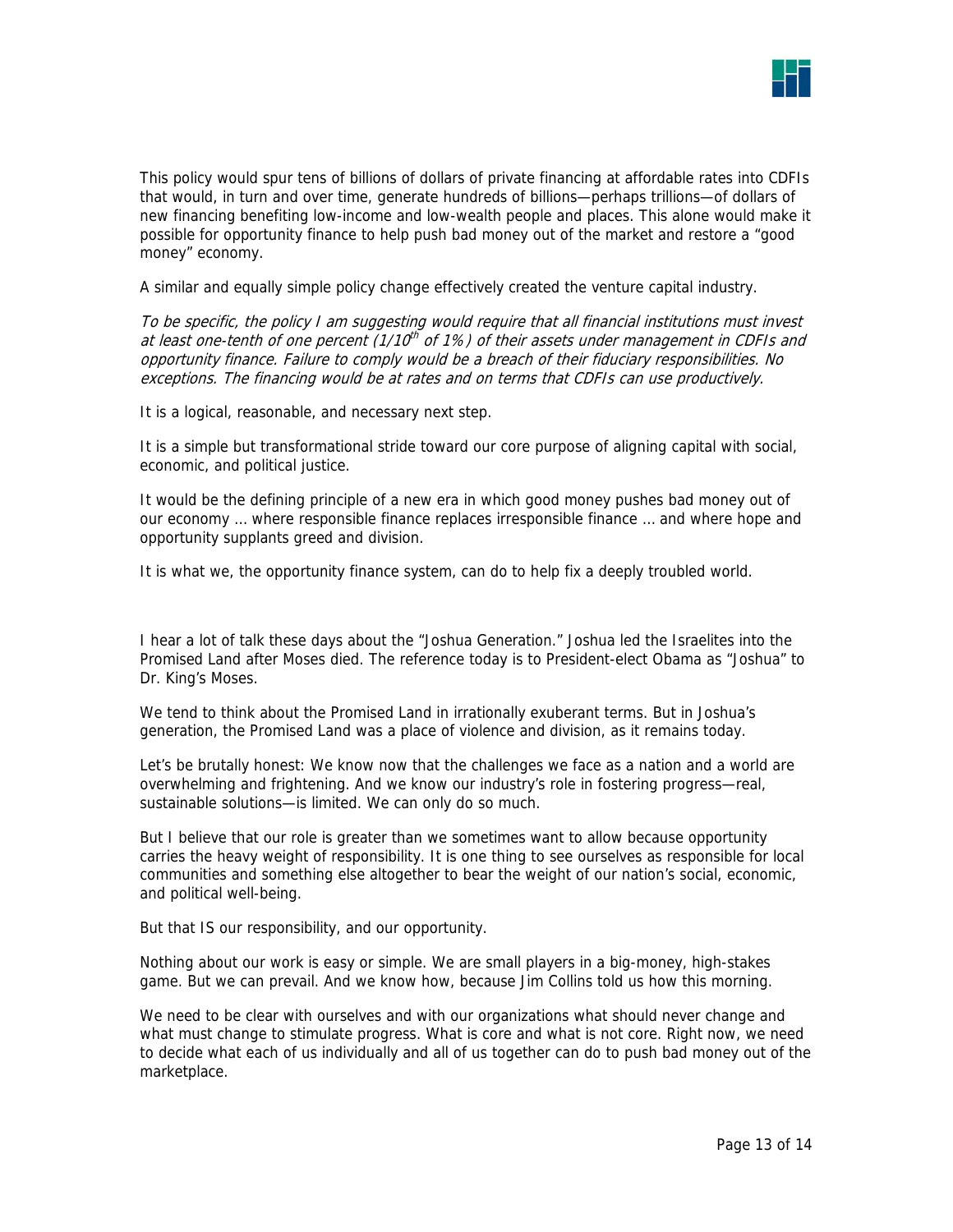This policy would spur tens of billions of dollars of private financing at affordable rates into CDFIs that would, in turn and over time, generate hundreds of billions—perhaps trillions—of dollars of new financing benefiting low-income and low-wealth people and places. This alone would make it possible for opportunity finance to help push bad money out of the market and restore a "good money" economy.

A similar and equally simple policy change effectively created the venture capital industry.

*To be specific, the policy I am suggesting would require that all financial institutions must invest at least one-tenth of one percent (1/10th of 1%) of their assets under management in CDFIs and opportunity finance. Failure to comply would be a breach of their fiduciary responsibilities. No exceptions. The financing would be at rates and on terms that CDFIs can use productively.*

It is a logical, reasonable, and necessary next step.

It is a simple but transformational stride toward our core purpose of aligning capital with social, economic, and political justice.

It would be the defining principle of a new era in which good money pushes bad money out of our economy … where responsible finance replaces irresponsible finance … and where hope and opportunity supplants greed and division.

It is what we, the opportunity finance system, can do to help fix a deeply troubled world.

I hear a lot of talk these days about the "Joshua Generation." Joshua led the Israelites into the Promised Land after Moses died. The reference today is to President-elect Obama as "Joshua" to Dr. King's Moses.

We tend to think about the Promised Land in irrationally exuberant terms. But in Joshua's generation, the Promised Land was a place of violence and division, as it remains today.

Let's be brutally honest: We know now that the challenges we face as a nation and a world are overwhelming and frightening. And we know our industry's role in fostering progress—real, sustainable solutions—is limited. We can only do so much.

But I believe that our role is greater than we sometimes want to allow because opportunity carries the heavy weight of responsibility. It is one thing to see ourselves as responsible for local communities and something else altogether to bear the weight of our nation's social, economic, and political well-being.

But that IS our responsibility, and our opportunity.

Nothing about our work is easy or simple. We are small players in a big-money, high-stakes game. But we can prevail. And we know how, because Jim Collins told us how this morning.

We need to be clear with ourselves and with our organizations what should never change and what must change to stimulate progress. What is core and what is not core. Right now, we need to decide what each of us individually and all of us together can do to push bad money out of the marketplace.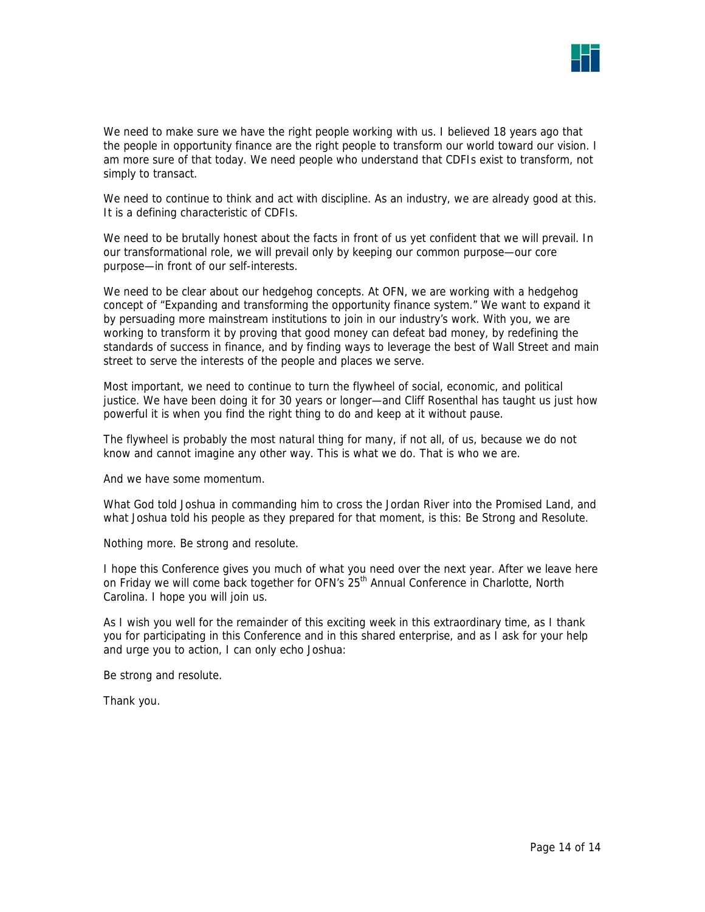We need to make sure we have the right people working with us. I believed 18 years ago that the people in opportunity finance are the right people to transform our world toward our vision. I am more sure of that today. We need people who understand that CDFIs exist to transform, not simply to transact.

We need to continue to think and act with discipline. As an industry, we are already good at this. It is a defining characteristic of CDFIs.

We need to be brutally honest about the facts in front of us yet confident that we will prevail. In our transformational role, we will prevail only by keeping our common purpose—our core purpose—in front of our self-interests.

We need to be clear about our hedgehog concepts. At OFN, we are working with a hedgehog concept of "Expanding and transforming the opportunity finance system." We want to expand it by persuading more mainstream institutions to join in our industry's work. With you, we are working to transform it by proving that good money can defeat bad money, by redefining the standards of success in finance, and by finding ways to leverage the best of Wall Street and main street to serve the interests of the people and places we serve.

Most important, we need to continue to turn the flywheel of social, economic, and political justice. We have been doing it for 30 years or longer—and Cliff Rosenthal has taught us just how powerful it is when you find the right thing to do and keep at it without pause.

The flywheel is probably the most natural thing for many, if not all, of us, because we do not know and cannot imagine any other way. This is what we do. That is who we are.

And we have some momentum.

What God told Joshua in commanding him to cross the Jordan River into the Promised Land, and what Joshua told his people as they prepared for that moment, is this: Be Strong and Resolute.

Nothing more. Be strong and resolute.

I hope this Conference gives you much of what you need over the next year. After we leave here on Friday we will come back together for OFN's 25th Annual Conference in Charlotte, North Carolina. I hope you will join us.

As I wish you well for the remainder of this exciting week in this extraordinary time, as I thank you for participating in this Conference and in this shared enterprise, and as I ask for your help and urge you to action, I can only echo Joshua:

Be strong and resolute.

Thank you.